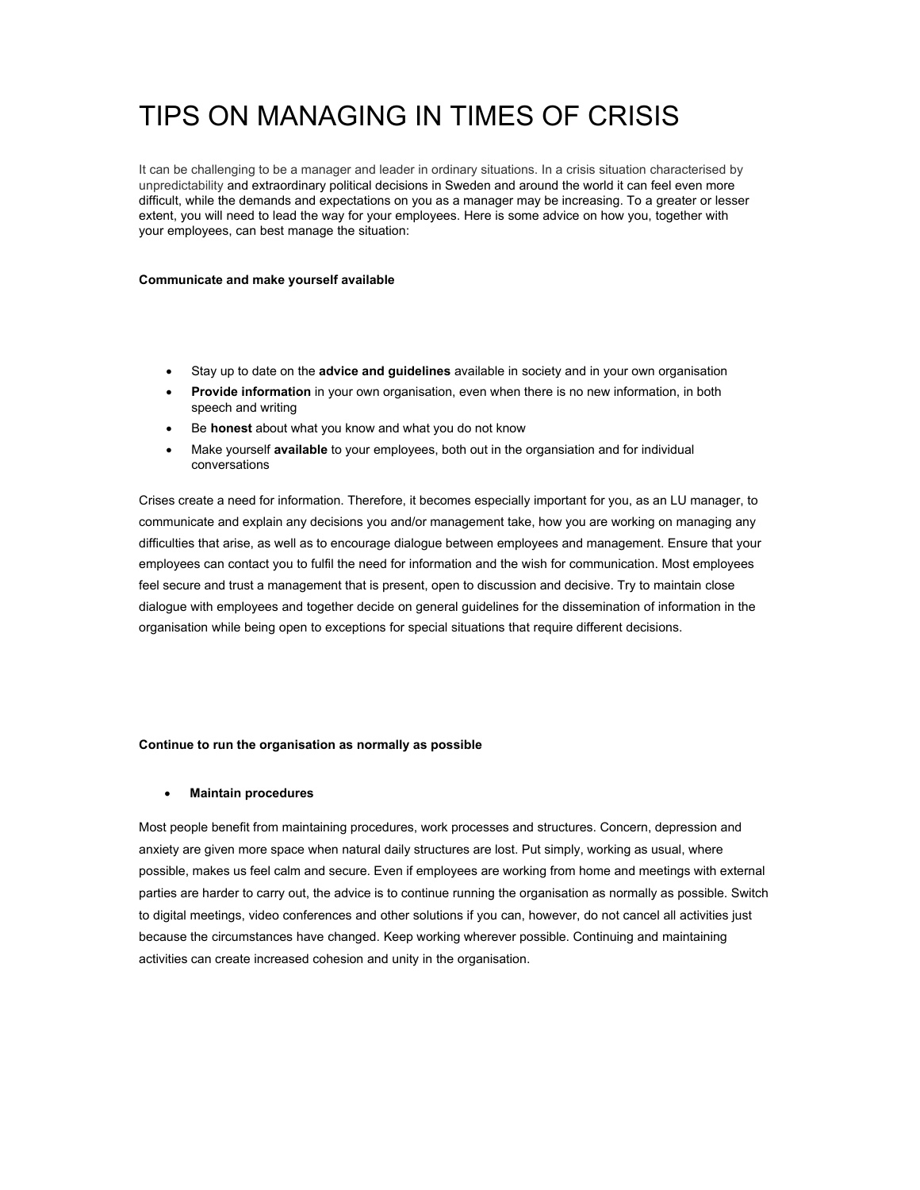# TIPS ON MANAGING IN TIMES OF CRISIS

It can be challenging to be a manager and leader in ordinary situations. In a crisis situation characterised by unpredictability and extraordinary political decisions in Sweden and around the world it can feel even more difficult, while the demands and expectations on you as a manager may be increasing. To a greater or lesser extent, you will need to lead the way for your employees. Here is some advice on how you, together with your employees, can best manage the situation:

**Communicate and make yourself available**

- Stay up to date on the **advice and guidelines** available in society and in your own organisation
- **Provide information** in your own organisation, even when there is no new information, in both speech and writing
- Be **honest** about what you know and what you do not know
- Make yourself **available** to your employees, both out in the organsiation and for individual conversations

Crises create a need for information. Therefore, it becomes especially important for you, as an LU manager, to communicate and explain any decisions you and/or management take, how you are working on managing any difficulties that arise, as well as to encourage dialogue between employees and management. Ensure that your employees can contact you to fulfil the need for information and the wish for communication. Most employees feel secure and trust a management that is present, open to discussion and decisive. Try to maintain close dialogue with employees and together decide on general guidelines for the dissemination of information in the organisation while being open to exceptions for special situations that require different decisions.

**Continue to run the organisation as normally as possible**

- **Maintain procedures**

Most people benefit from maintaining procedures, work processes and structures. Concern, depression and anxiety are given more space when natural daily structures are lost. Put simply, working as usual, where possible, makes us feel calm and secure. Even if employees are working from home and meetings with external parties are harder to carry out, the advice is to continue running the organisation as normally as possible. Switch to digital meetings, video conferences and other solutions if you can, however, do not cancel all activities just because the circumstances have changed. Keep working wherever possible. Continuing and maintaining activities can create increased cohesion and unity in the organisation.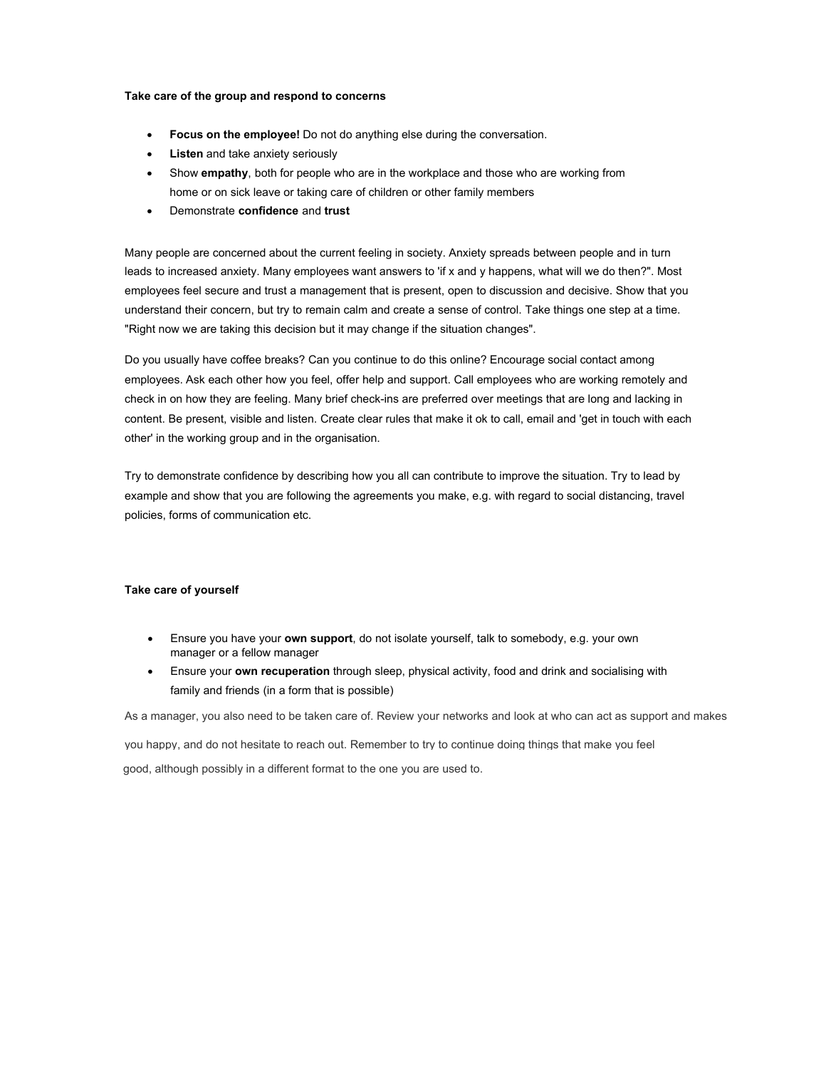**Take care of the group and respond to concerns**

- **Focus on the employee!** Do not do anything else during the conversation.
- **Listen** and take anxiety seriously
- Show **empathy**, both for people who are in the workplace and those who are working from home or on sick leave or taking care of children or other family members
- Demonstrate **confidence** and **trust**

Many people are concerned about the current feeling in society. Anxiety spreads between people and in turn leads to increased anxiety. Many employees want answers to 'if x and y happens, what will we do then?". Most employees feel secure and trust a management that is present, open to discussion and decisive. Show that you understand their concern, but try to remain calm and create a sense of control. Take things one step at a time. "Right now we are taking this decision but it may change if the situation changes".

Do you usually have coffee breaks? Can you continue to do this online? Encourage social contact among employees. Ask each other how you feel, offer help and support. Call employees who are working remotely and check in on how they are feeling. Many brief check-ins are preferred over meetings that are long and lacking in content. Be present, visible and listen. Create clear rules that make it ok to call, email and 'get in touch with each other' in the working group and in the organisation.

Try to demonstrate confidence by describing how you all can contribute to improve the situation. Try to lead by example and show that you are following the agreements you make, e.g. with regard to social distancing, travel policies, forms of communication etc.

**Take care of yourself**

- Ensure you have your **own support**, do not isolate yourself, talk to somebody, e.g. your own manager or a fellow manager
- Ensure your **own recuperation** through sleep, physical activity, food and drink and socialising with family and friends (in a form that is possible)

As a manager, you also need to be taken care of. Review your networks and look at who can act as support and makes you happy, and do not hesitate to reach out. Remember to try to continue doing things that make you feel good, although possibly in a different format to the one you are used to.